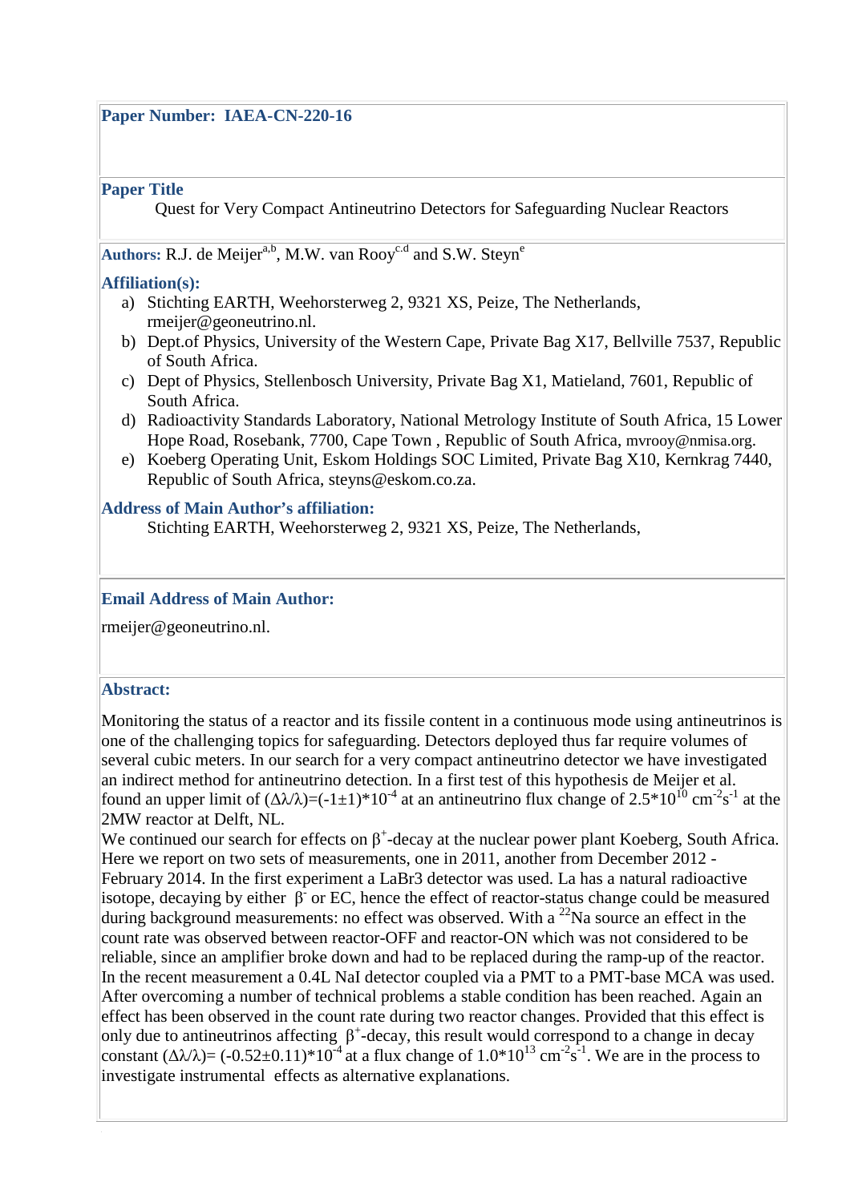**Paper Number: IAEA-CN-220-16**

**Paper Title**

Quest for Very Compact Antineutrino Detectors for Safeguarding Nuclear Reactors

**Authors:** R.J. de Meijer[a,b], M.W. van Rooy[c,d] and S.W. Steyn[e]

**Affiliation(s):**

a) Stichting EARTH, Weehorsterweg 2, 9321 XS, Peize, The Netherlands, rmeijer@geoneutrino.nl.
b) Dept.of Physics, University of the Western Cape, Private Bag X17, Bellville 7537, Republic of South Africa.
c) Dept of Physics, Stellenbosch University, Private Bag X1, Matieland, 7601, Republic of South Africa.
d) Radioactivity Standards Laboratory, National Metrology Institute of South Africa, 15 Lower Hope Road, Rosebank, 7700, Cape Town , Republic of South Africa, mvrooy@nmisa.org.
e) Koeberg Operating Unit, Eskom Holdings SOC Limited, Private Bag X10, Kernkrag 7440, Republic of South Africa, steyns@eskom.co.za.

**Address of Main Author's affiliation:**

Stichting EARTH, Weehorsterweg 2, 9321 XS, Peize, The Netherlands,

**Email Address of Main Author:**

rmeijer@geoneutrino.nl.

**Abstract:**

Monitoring the status of a reactor and its fissile content in a continuous mode using antineutrinos is one of the challenging topics for safeguarding. Detectors deployed thus far require volumes of several cubic meters. In our search for a very compact antineutrino detector we have investigated an indirect method for antineutrino detection. In a first test of this hypothesis de Meijer et al. found an upper limit of $(\Delta\lambda/\lambda)=(-1\pm1)*10^{-4}$ at an antineutrino flux change of $2.5*10^{10}$ $cm^{-2}s^{-1}$ at the 2MW reactor at Delft, NL.

We continued our search for effects on $\beta^{+}$-decay at the nuclear power plant Koeberg, South Africa. Here we report on two sets of measurements, one in 2011, another from December 2012 - February 2014. In the first experiment a LaBr3 detector was used. La has a natural radioactive isotope, decaying by either $\beta^{-}$ or EC, hence the effect of reactor-status change could be measured during background measurements: no effect was observed. With a $^{22}$Na source an effect in the count rate was observed between reactor-OFF and reactor-ON which was not considered to be reliable, since an amplifier broke down and had to be replaced during the ramp-up of the reactor. In the recent measurement a 0.4L NaI detector coupled via a PMT to a PMT-base MCA was used. After overcoming a number of technical problems a stable condition has been reached. Again an effect has been observed in the count rate during two reactor changes. Provided that this effect is only due to antineutrinos affecting $\beta^{+}$-decay, this result would correspond to a change in decay constant $(\Delta\lambda/\lambda)= (-0.52\pm0.11)*10^{-4}$ at a flux change of $1.0*10^{13}$ $cm^{-2}s^{-1}$. We are in the process to investigate instrumental effects as alternative explanations.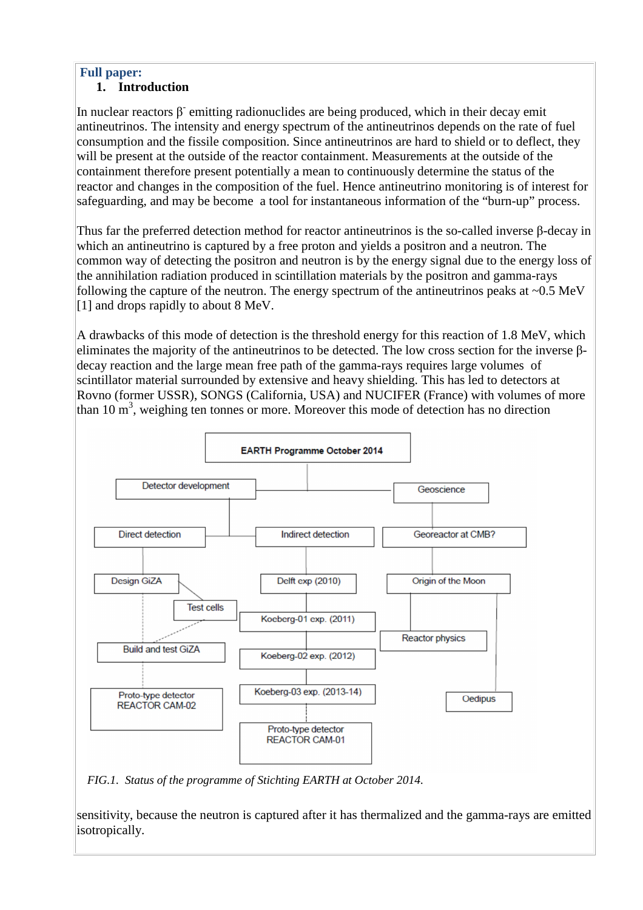**Full paper:**

## 1. Introduction

In nuclear reactors $\beta^-$ emitting radionuclides are being produced, which in their decay emit antineutrinos. The intensity and energy spectrum of the antineutrinos depends on the rate of fuel consumption and the fissile composition. Since antineutrinos are hard to shield or to deflect, they will be present at the outside of the reactor containment. Measurements at the outside of the containment therefore present potentially a mean to continuously determine the status of the reactor and changes in the composition of the fuel. Hence antineutrino monitoring is of interest for safeguarding, and may be become a tool for instantaneous information of the "burn-up" process.

Thus far the preferred detection method for reactor antineutrinos is the so-called inverse β-decay in which an antineutrino is captured by a free proton and yields a positron and a neutron. The common way of detecting the positron and neutron is by the energy signal due to the energy loss of the annihilation radiation produced in scintillation materials by the positron and gamma-rays following the capture of the neutron. The energy spectrum of the antineutrinos peaks at ~0.5 MeV [1] and drops rapidly to about 8 MeV.

A drawbacks of this mode of detection is the threshold energy for this reaction of 1.8 MeV, which eliminates the majority of the antineutrinos to be detected. The low cross section for the inverse β-decay reaction and the large mean free path of the gamma-rays requires large volumes of scintillator material surrounded by extensive and heavy shielding. This has led to detectors at Rovno (former USSR), SONGS (California, USA) and NUCIFER (France) with volumes of more than 10 $m^3$, weighing ten tonnes or more. Moreover this mode of detection has no direction

EARTH Programme October 2014

Detector development — Geoscience

Direct detection — Indirect detection — Georeactor at CMB?

Design GiZA — Test cells — Build and test GiZA — Proto-type detector REACTOR CAM-02

Delft exp (2010) — Koeberg-01 exp. (2011) — Koeberg-02 exp. (2012) — Koeberg-03 exp. (2013-14) — Proto-type detector REACTOR CAM-01

Origin of the Moon — Reactor physics — Oedipus

*FIG.1. Status of the programme of Stichting EARTH at October 2014.*

sensitivity, because the neutron is captured after it has thermalized and the gamma-rays are emitted isotropically.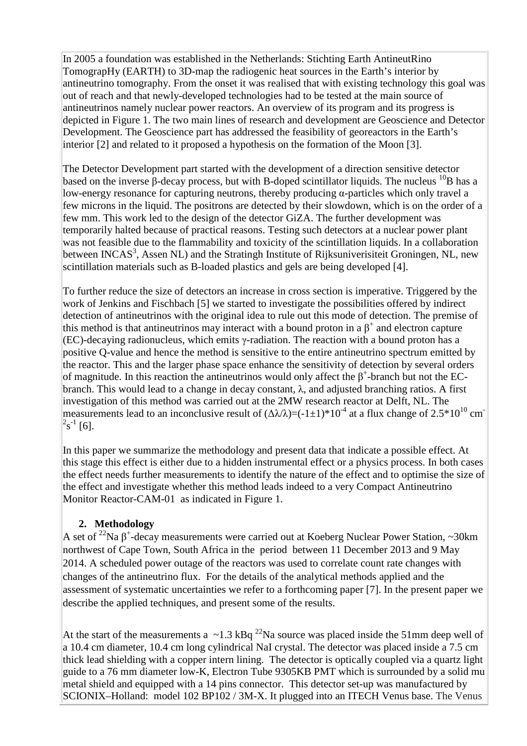In 2005 a foundation was established in the Netherlands: Stichting Earth AntineutRino TomograpHy (EARTH) to 3D-map the radiogenic heat sources in the Earth's interior by antineutrino tomography. From the onset it was realised that with existing technology this goal was out of reach and that newly-developed technologies had to be tested at the main source of antineutrinos namely nuclear power reactors. An overview of its program and its progress is depicted in Figure 1. The two main lines of research and development are Geoscience and Detector Development. The Geoscience part has addressed the feasibility of georeactors in the Earth's interior [2] and related to it proposed a hypothesis on the formation of the Moon [3].

The Detector Development part started with the development of a direction sensitive detector based on the inverse β-decay process, but with B-doped scintillator liquids. The nucleus $^{10}B$ has a low-energy resonance for capturing neutrons, thereby producing α-particles which only travel a few microns in the liquid. The positrons are detected by their slowdown, which is on the order of a few mm. This work led to the design of the detector GiZA. The further development was temporarily halted because of practical reasons. Testing such detectors at a nuclear power plant was not feasible due to the flammability and toxicity of the scintillation liquids. In a collaboration between INCAS[3], Assen NL) and the Stratingh Institute of Rijksuniverisiteit Groningen, NL, new scintillation materials such as B-loaded plastics and gels are being developed [4].

To further reduce the size of detectors an increase in cross section is imperative. Triggered by the work of Jenkins and Fischbach [5] we started to investigate the possibilities offered by indirect detection of antineutrinos with the original idea to rule out this mode of detection. The premise of this method is that antineutrinos may interact with a bound proton in a $\beta^+$ and electron capture (EC)-decaying radionucleus, which emits γ-radiation. The reaction with a bound proton has a positive Q-value and hence the method is sensitive to the entire antineutrino spectrum emitted by the reactor. This and the larger phase space enhance the sensitivity of detection by several orders of magnitude. In this reaction the antineutrinos would only affect the $\beta^+$-branch but not the EC-branch. This would lead to a change in decay constant, λ, and adjusted branching ratios. A first investigation of this method was carried out at the 2MW research reactor at Delft, NL. The measurements lead to an inconclusive result of $(\Delta\lambda/\lambda)=(-1\pm1)*10^{-4}$ at a flux change of $2.5*10^{10}$ $cm^{-2}s^{-1}$ [6].

In this paper we summarize the methodology and present data that indicate a possible effect. At this stage this effect is either due to a hidden instrumental effect or a physics process. In both cases the effect needs further measurements to identify the nature of the effect and to optimise the size of the effect and investigate whether this method leads indeed to a very Compact Antineutrino Monitor Reactor-CAM-01 as indicated in Figure 1.

## 2. Methodology

A set of $^{22}Na$ $\beta^+$-decay measurements were carried out at Koeberg Nuclear Power Station, ~30km northwest of Cape Town, South Africa in the period between 11 December 2013 and 9 May 2014. A scheduled power outage of the reactors was used to correlate count rate changes with changes of the antineutrino flux. For the details of the analytical methods applied and the assessment of systematic uncertainties we refer to a forthcoming paper [7]. In the present paper we describe the applied techniques, and present some of the results.

At the start of the measurements a ~1.3 kBq $^{22}Na$ source was placed inside the 51mm deep well of a 10.4 cm diameter, 10.4 cm long cylindrical NaI crystal. The detector was placed inside a 7.5 cm thick lead shielding with a copper intern lining. The detector is optically coupled via a quartz light guide to a 76 mm diameter low-K, Electron Tube 9305KB PMT which is surrounded by a solid mu metal shield and equipped with a 14 pins connector. This detector set-up was manufactured by SCIONIX–Holland: model 102 BP102 / 3M-X. It plugged into an ITECH Venus base. The Venus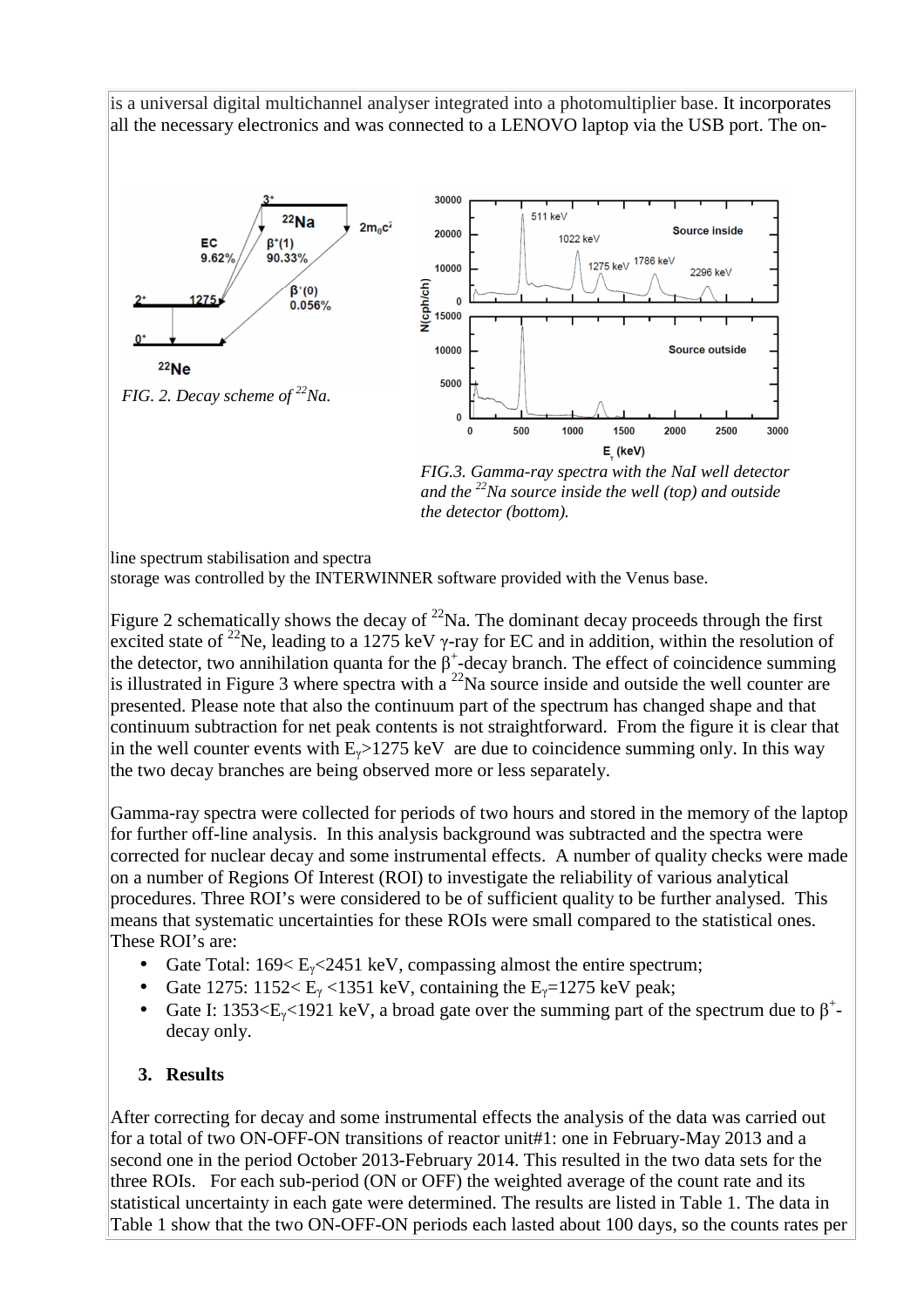is a universal digital multichannel analyser integrated into a photomultiplier base. It incorporates all the necessary electronics and was connected to a LENOVO laptop via the USB port. The on-line spectrum stabilisation and spectra storage was controlled by the INTERWINNER software provided with the Venus base.

*FIG. 2. Decay scheme of $^{22}Na$.*

*FIG.3. Gamma-ray spectra with the NaI well detector and the $^{22}Na$ source inside the well (top) and outside the detector (bottom).*

Figure 2 schematically shows the decay of $^{22}Na$. The dominant decay proceeds through the first excited state of $^{22}Ne$, leading to a 1275 keV γ-ray for EC and in addition, within the resolution of the detector, two annihilation quanta for the $\beta^+$-decay branch. The effect of coincidence summing is illustrated in Figure 3 where spectra with a $^{22}Na$ source inside and outside the well counter are presented. Please note that also the continuum part of the spectrum has changed shape and that continuum subtraction for net peak contents is not straightforward. From the figure it is clear that in the well counter events with $E_\gamma$>1275 keV are due to coincidence summing only. In this way the two decay branches are being observed more or less separately.

Gamma-ray spectra were collected for periods of two hours and stored in the memory of the laptop for further off-line analysis. In this analysis background was subtracted and the spectra were corrected for nuclear decay and some instrumental effects. A number of quality checks were made on a number of Regions Of Interest (ROI) to investigate the reliability of various analytical procedures. Three ROI's were considered to be of sufficient quality to be further analysed. This means that systematic uncertainties for these ROIs were small compared to the statistical ones. These ROI's are:

- Gate Total: $169< E_\gamma<2451$ keV, compassing almost the entire spectrum;
- Gate 1275: $1152< E_\gamma <1351$ keV, containing the $E_\gamma$=1275 keV peak;
- Gate I: $1353<E_\gamma<1921$ keV, a broad gate over the summing part of the spectrum due to $\beta^+$-decay only.

## 3. Results

After correcting for decay and some instrumental effects the analysis of the data was carried out for a total of two ON-OFF-ON transitions of reactor unit#1: one in February-May 2013 and a second one in the period October 2013-February 2014. This resulted in the two data sets for the three ROIs. For each sub-period (ON or OFF) the weighted average of the count rate and its statistical uncertainty in each gate were determined. The results are listed in Table 1. The data in Table 1 show that the two ON-OFF-ON periods each lasted about 100 days, so the counts rates per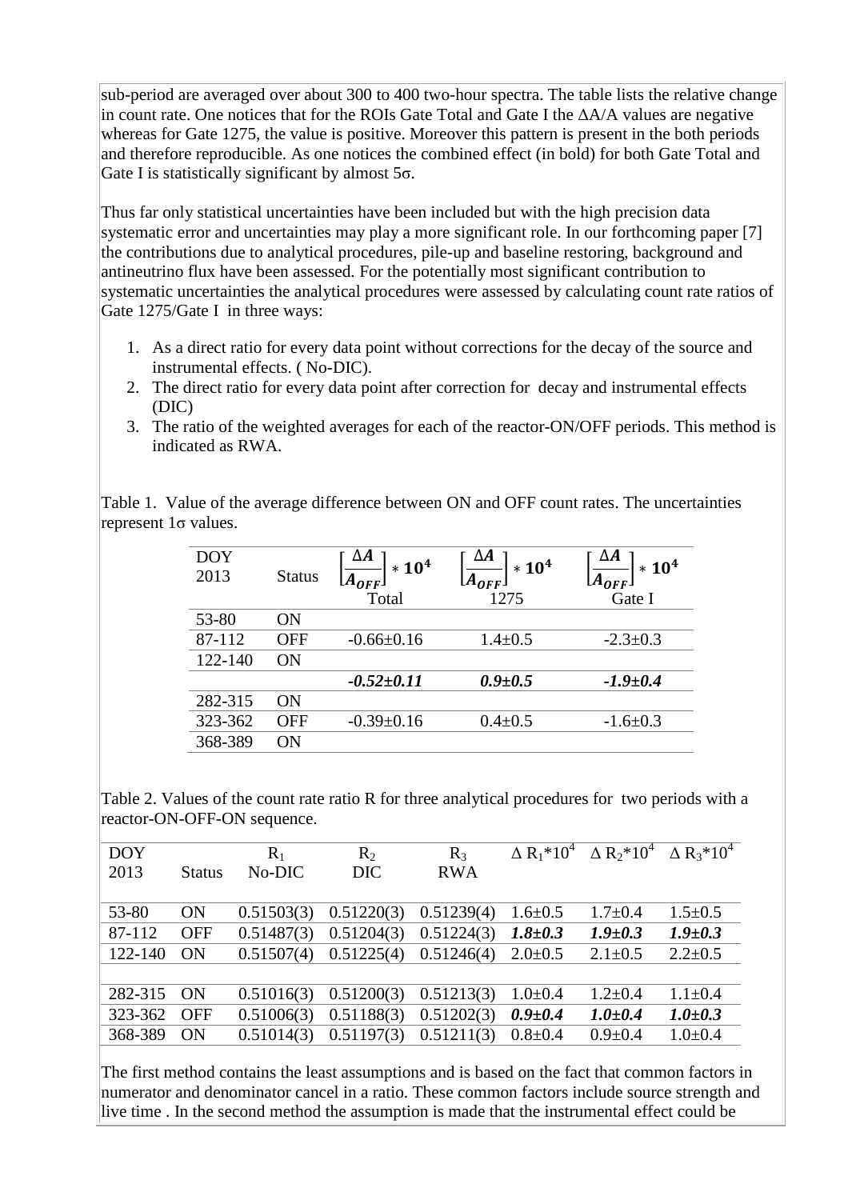sub-period are averaged over about 300 to 400 two-hour spectra. The table lists the relative change in count rate. One notices that for the ROIs Gate Total and Gate I the $\Delta A/A$ values are negative whereas for Gate 1275, the value is positive. Moreover this pattern is present in the both periods and therefore reproducible. As one notices the combined effect (in bold) for both Gate Total and Gate I is statistically significant by almost 5σ.

Thus far only statistical uncertainties have been included but with the high precision data systematic error and uncertainties may play a more significant role. In our forthcoming paper [7] the contributions due to analytical procedures, pile-up and baseline restoring, background and antineutrino flux have been assessed. For the potentially most significant contribution to systematic uncertainties the analytical procedures were assessed by calculating count rate ratios of Gate 1275/Gate I in three ways:

1. As a direct ratio for every data point without corrections for the decay of the source and instrumental effects. ( No-DIC).
2. The direct ratio for every data point after correction for decay and instrumental effects (DIC)
3. The ratio of the weighted averages for each of the reactor-ON/OFF periods. This method is indicated as RWA.

Table 1. Value of the average difference between ON and OFF count rates. The uncertainties represent 1σ values.

| DOY 2013 | Status | $\left[\frac{\Delta A}{A_{OFF}}\right] * \mathbf{10^4}$ Total | $\left[\frac{\Delta A}{A_{OFF}}\right] * \mathbf{10^4}$ 1275 | $\left[\frac{\Delta A}{A_{OFF}}\right] * \mathbf{10^4}$ Gate I |
|---|---|---|---|---|
| 53-80 | ON | | | |
| 87-112 | OFF | -0.66±0.16 | 1.4±0.5 | -2.3±0.3 |
| 122-140 | ON | | | |
| | | ***-0.52±0.11*** | ***0.9±0.5*** | ***-1.9±0.4*** |
| 282-315 | ON | | | |
| 323-362 | OFF | -0.39±0.16 | 0.4±0.5 | -1.6±0.3 |
| 368-389 | ON | | | |

Table 2. Values of the count rate ratio R for three analytical procedures for two periods with a reactor-ON-OFF-ON sequence.

| DOY 2013 | Status | $R_1$ No-DIC | $R_2$ DIC | $R_3$ RWA | $\Delta R_1 * 10^4$ | $\Delta R_2 * 10^4$ | $\Delta R_3 * 10^4$ |
|---|---|---|---|---|---|---|---|
| 53-80 | ON | 0.51503(3) | 0.51220(3) | 0.51239(4) | 1.6±0.5 | 1.7±0.4 | 1.5±0.5 |
| 87-112 | OFF | 0.51487(3) | 0.51204(3) | 0.51224(3) | ***1.8±0.3*** | ***1.9±0.3*** | ***1.9±0.3*** |
| 122-140 | ON | 0.51507(4) | 0.51225(4) | 0.51246(4) | 2.0±0.5 | 2.1±0.5 | 2.2±0.5 |
| | | | | | | | |
| 282-315 | ON | 0.51016(3) | 0.51200(3) | 0.51213(3) | 1.0±0.4 | 1.2±0.4 | 1.1±0.4 |
| 323-362 | OFF | 0.51006(3) | 0.51188(3) | 0.51202(3) | ***0.9±0.4*** | ***1.0±0.4*** | ***1.0±0.3*** |
| 368-389 | ON | 0.51014(3) | 0.51197(3) | 0.51211(3) | 0.8±0.4 | 0.9±0.4 | 1.0±0.4 |

The first method contains the least assumptions and is based on the fact that common factors in numerator and denominator cancel in a ratio. These common factors include source strength and live time . In the second method the assumption is made that the instrumental effect could be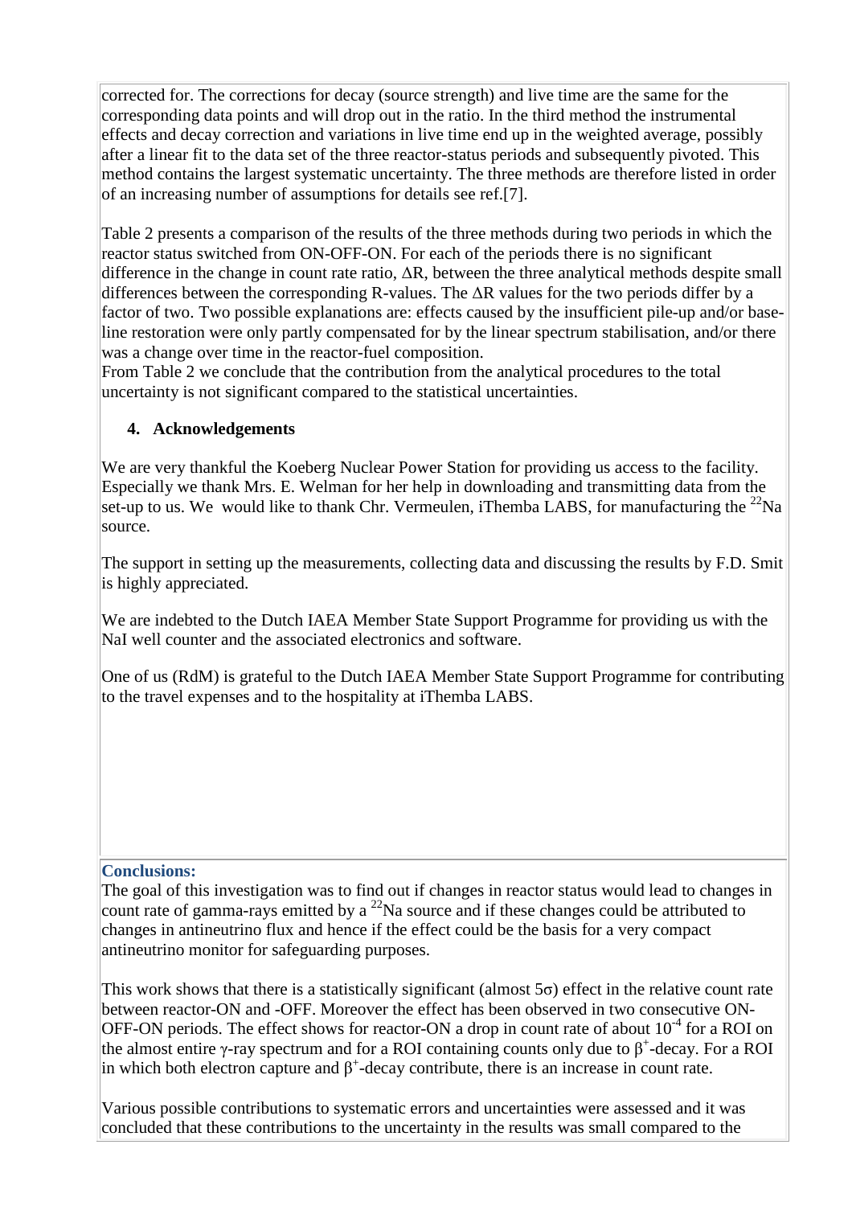corrected for. The corrections for decay (source strength) and live time are the same for the corresponding data points and will drop out in the ratio. In the third method the instrumental effects and decay correction and variations in live time end up in the weighted average, possibly after a linear fit to the data set of the three reactor-status periods and subsequently pivoted. This method contains the largest systematic uncertainty. The three methods are therefore listed in order of an increasing number of assumptions for details see ref.[7].

Table 2 presents a comparison of the results of the three methods during two periods in which the reactor status switched from ON-OFF-ON. For each of the periods there is no significant difference in the change in count rate ratio, $\Delta R$, between the three analytical methods despite small differences between the corresponding R-values. The $\Delta R$ values for the two periods differ by a factor of two. Two possible explanations are: effects caused by the insufficient pile-up and/or base-line restoration were only partly compensated for by the linear spectrum stabilisation, and/or there was a change over time in the reactor-fuel composition.
From Table 2 we conclude that the contribution from the analytical procedures to the total uncertainty is not significant compared to the statistical uncertainties.

## 4. Acknowledgements

We are very thankful the Koeberg Nuclear Power Station for providing us access to the facility. Especially we thank Mrs. E. Welman for her help in downloading and transmitting data from the set-up to us. We would like to thank Chr. Vermeulen, iThemba LABS, for manufacturing the $^{22}Na$ source.

The support in setting up the measurements, collecting data and discussing the results by F.D. Smit is highly appreciated.

We are indebted to the Dutch IAEA Member State Support Programme for providing us with the NaI well counter and the associated electronics and software.

One of us (RdM) is grateful to the Dutch IAEA Member State Support Programme for contributing to the travel expenses and to the hospitality at iThemba LABS.

**Conclusions:**

The goal of this investigation was to find out if changes in reactor status would lead to changes in count rate of gamma-rays emitted by a $^{22}Na$ source and if these changes could be attributed to changes in antineutrino flux and hence if the effect could be the basis for a very compact antineutrino monitor for safeguarding purposes.

This work shows that there is a statistically significant (almost $5\sigma$) effect in the relative count rate between reactor-ON and -OFF. Moreover the effect has been observed in two consecutive ON-OFF-ON periods. The effect shows for reactor-ON a drop in count rate of about $10^{-4}$ for a ROI on the almost entire $\gamma$-ray spectrum and for a ROI containing counts only due to $\beta^+$-decay. For a ROI in which both electron capture and $\beta^+$-decay contribute, there is an increase in count rate.

Various possible contributions to systematic errors and uncertainties were assessed and it was concluded that these contributions to the uncertainty in the results was small compared to the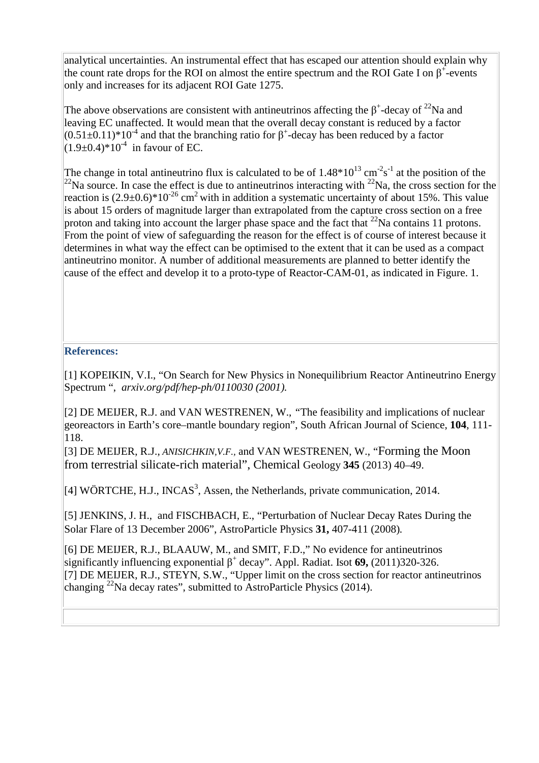analytical uncertainties. An instrumental effect that has escaped our attention should explain why the count rate drops for the ROI on almost the entire spectrum and the ROI Gate I on $\beta^+$-events only and increases for its adjacent ROI Gate 1275.

The above observations are consistent with antineutrinos affecting the $\beta^+$-decay of $^{22}$Na and leaving EC unaffected. It would mean that the overall decay constant is reduced by a factor $(0.51\pm0.11)*10^{-4}$ and that the branching ratio for $\beta^+$-decay has been reduced by a factor $(1.9\pm0.4)*10^{-4}$ in favour of EC.

The change in total antineutrino flux is calculated to be of $1.48*10^{13}$ cm$^{-2}$s$^{-1}$ at the position of the $^{22}$Na source. In case the effect is due to antineutrinos interacting with $^{22}$Na, the cross section for the reaction is $(2.9\pm0.6)*10^{-26}$ cm$^2$ with in addition a systematic uncertainty of about 15%. This value is about 15 orders of magnitude larger than extrapolated from the capture cross section on a free proton and taking into account the larger phase space and the fact that $^{22}$Na contains 11 protons. From the point of view of safeguarding the reason for the effect is of course of interest because it determines in what way the effect can be optimised to the extent that it can be used as a compact antineutrino monitor. A number of additional measurements are planned to better identify the cause of the effect and develop it to a proto-type of Reactor-CAM-01, as indicated in Figure. 1.

**References:**

[1] KOPEIKIN, V.I., "On Search for New Physics in Nonequilibrium Reactor Antineutrino Energy Spectrum ", *arxiv.org/pdf/hep-ph/0110030 (2001).*

[2] DE MEIJER, R.J. and VAN WESTRENEN, W., "The feasibility and implications of nuclear georeactors in Earth's core–mantle boundary region", South African Journal of Science, **104**, 111-118.

[3] DE MEIJER, R.J., *ANISICHKIN,V.F.,* and VAN WESTRENEN, W., "Forming the Moon from terrestrial silicate-rich material", Chemical Geology **345** (2013) 40–49.

[4] WÖRTCHE, H.J., INCAS[3], Assen, the Netherlands, private communication, 2014.

[5] JENKINS, J. H., and FISCHBACH, E., "Perturbation of Nuclear Decay Rates During the Solar Flare of 13 December 2006", AstroParticle Physics **31,** 407-411 (2008).

[6] DE MEIJER, R.J., BLAAUW, M., and SMIT, F.D.," No evidence for antineutrinos significantly influencing exponential $\beta^+$ decay". Appl. Radiat. Isot **69,** (2011)320-326.

[7] DE MEIJER, R.J., STEYN, S.W., "Upper limit on the cross section for reactor antineutrinos changing $^{22}$Na decay rates", submitted to AstroParticle Physics (2014).